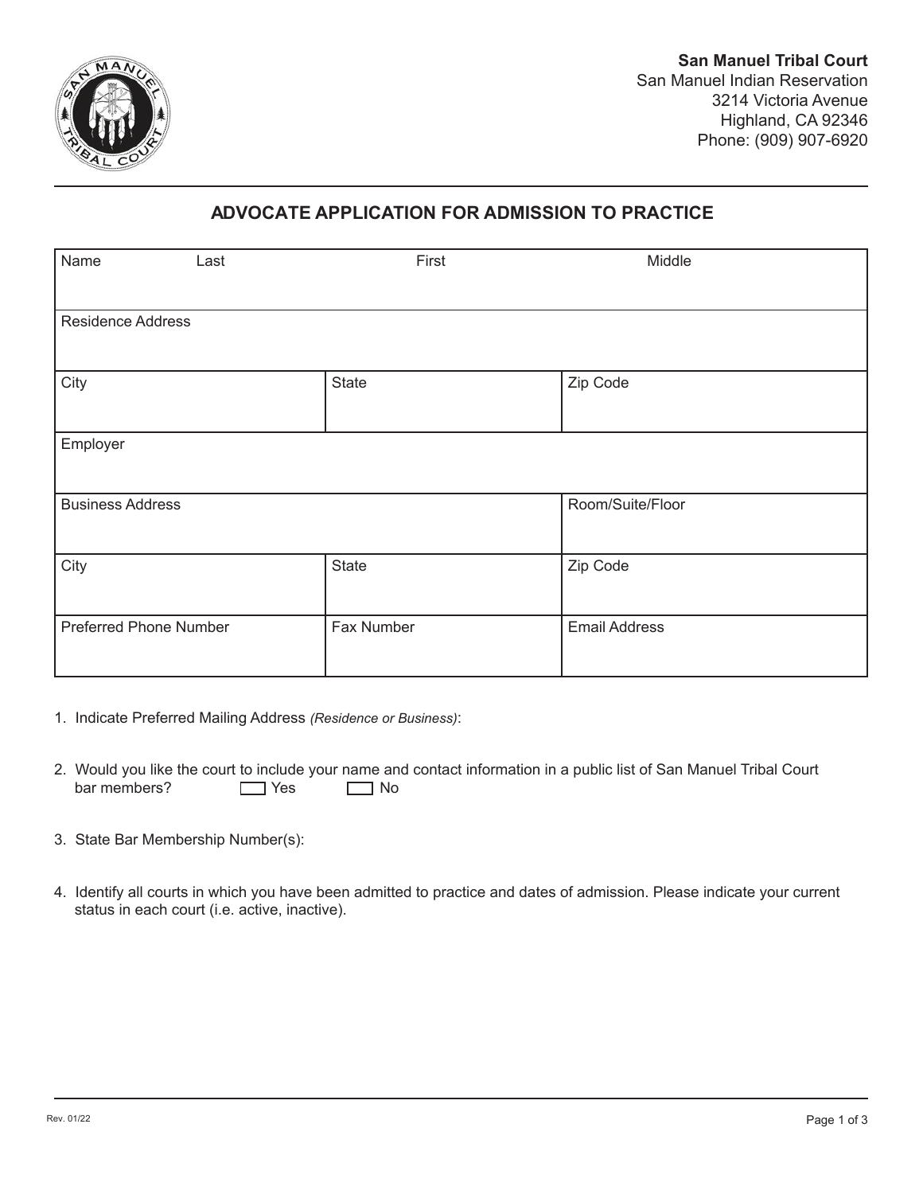**San Manuel Tribal Court**
San Manuel Indian Reservation
3214 Victoria Avenue
Highland, CA 92346
Phone: (909) 907-6920

## ADVOCATE APPLICATION FOR ADMISSION TO PRACTICE

| Name Last | First | Middle |
|---|---|---|
| | | |
| Residence Address | | |
| | | |
| City | State | Zip Code |
| | | |
| Employer | | |
| | | |
| Business Address | | Room/Suite/Floor |
| | | |
| City | State | Zip Code |
| | | |
| Preferred Phone Number | Fax Number | Email Address |
| | | |

1. Indicate Preferred Mailing Address *(Residence or Business)*:

2. Would you like the court to include your name and contact information in a public list of San Manuel Tribal Court bar members? ☐ Yes ☐ No

3. State Bar Membership Number(s):

4. Identify all courts in which you have been admitted to practice and dates of admission. Please indicate your current status in each court (i.e. active, inactive).

Rev. 01/22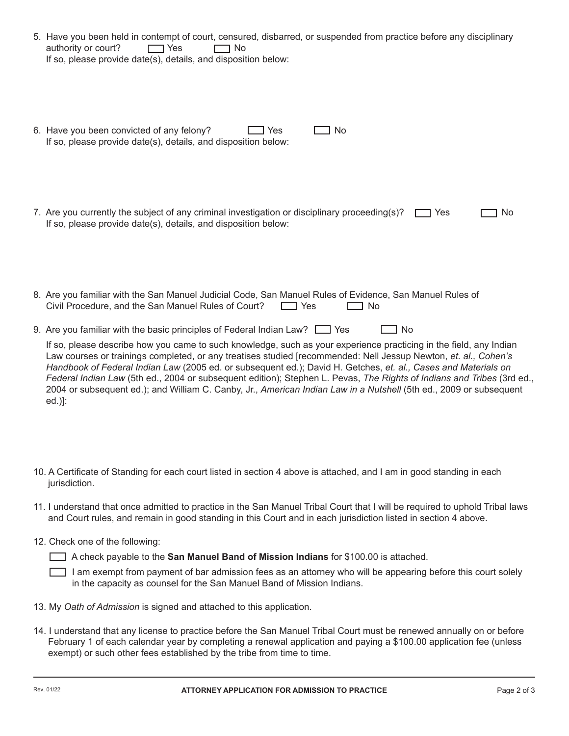5. Have you been held in contempt of court, censured, disbarred, or suspended from practice before any disciplinary authority or court? ☐ Yes ☐ No
   If so, please provide date(s), details, and disposition below:

6. Have you been convicted of any felony? ☐ Yes ☐ No
   If so, please provide date(s), details, and disposition below:

7. Are you currently the subject of any criminal investigation or disciplinary proceeding(s)? ☐ Yes ☐ No
   If so, please provide date(s), details, and disposition below:

8. Are you familiar with the San Manuel Judicial Code, San Manuel Rules of Evidence, San Manuel Rules of Civil Procedure, and the San Manuel Rules of Court? ☐ Yes ☐ No

9. Are you familiar with the basic principles of Federal Indian Law? ☐ Yes ☐ No

   If so, please describe how you came to such knowledge, such as your experience practicing in the field, any Indian Law courses or trainings completed, or any treatises studied [recommended: Nell Jessup Newton, *et. al., Cohen's Handbook of Federal Indian Law* (2005 ed. or subsequent ed.); David H. Getches, *et. al., Cases and Materials on Federal Indian Law* (5th ed., 2004 or subsequent edition); Stephen L. Pevas, *The Rights of Indians and Tribes* (3rd ed., 2004 or subsequent ed.); and William C. Canby, Jr., *American Indian Law in a Nutshell* (5th ed., 2009 or subsequent ed.)]:

10. A Certificate of Standing for each court listed in section 4 above is attached, and I am in good standing in each jurisdiction.

11. I understand that once admitted to practice in the San Manuel Tribal Court that I will be required to uphold Tribal laws and Court rules, and remain in good standing in this Court and in each jurisdiction listed in section 4 above.

12. Check one of the following:

    ☐ A check payable to the **San Manuel Band of Mission Indians** for $100.00 is attached.

    ☐ I am exempt from payment of bar admission fees as an attorney who will be appearing before this court solely in the capacity as counsel for the San Manuel Band of Mission Indians.

13. My *Oath of Admission* is signed and attached to this application.

14. I understand that any license to practice before the San Manuel Tribal Court must be renewed annually on or before February 1 of each calendar year by completing a renewal application and paying a $100.00 application fee (unless exempt) or such other fees established by the tribe from time to time.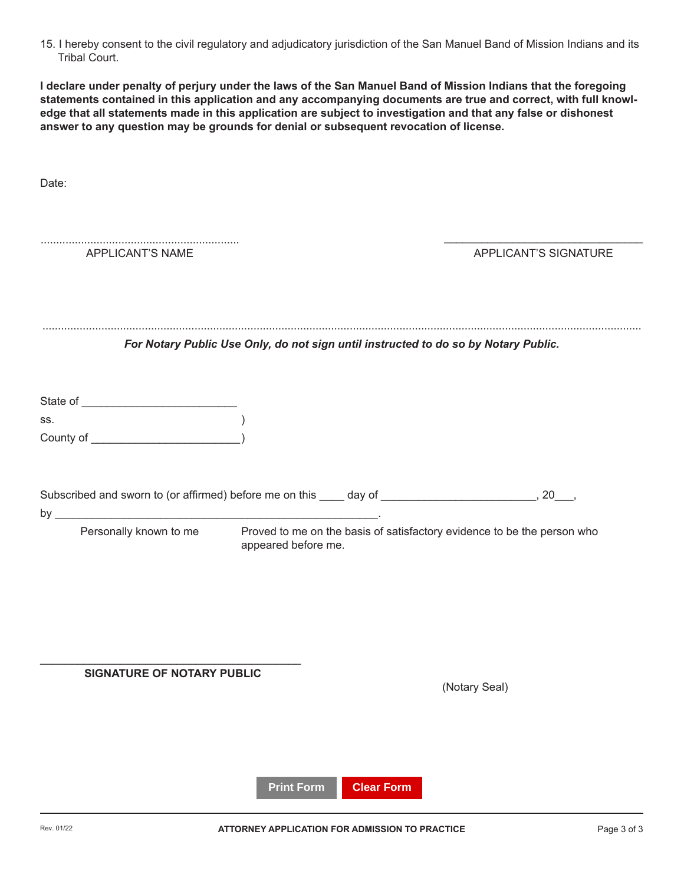15. I hereby consent to the civil regulatory and adjudicatory jurisdiction of the San Manuel Band of Mission Indians and its Tribal Court.

**I declare under penalty of perjury under the laws of the San Manuel Band of Mission Indians that the foregoing statements contained in this application and any accompanying documents are true and correct, with full knowledge that all statements made in this application are subject to investigation and that any false or dishonest answer to any question may be grounds for denial or subsequent revocation of license.**

Date:

............................................................... APPLICANT'S NAME

_______________________________ APPLICANT'S SIGNATURE

*For Notary Public Use Only, do not sign until instructed to do so by Notary Public.*

State of ________________________

ss. )

County of _______________________)

Subscribed and sworn to (or affirmed) before me on this ____ day of ________________________, 20___,

by ____________________________________________________.

Personally known to me

Proved to me on the basis of satisfactory evidence to be the person who appeared before me.

_________________________________________

**SIGNATURE OF NOTARY PUBLIC**

(Notary Seal)

Print Form

Clear Form

Rev. 01/22

ATTORNEY APPLICATION FOR ADMISSION TO PRACTICE